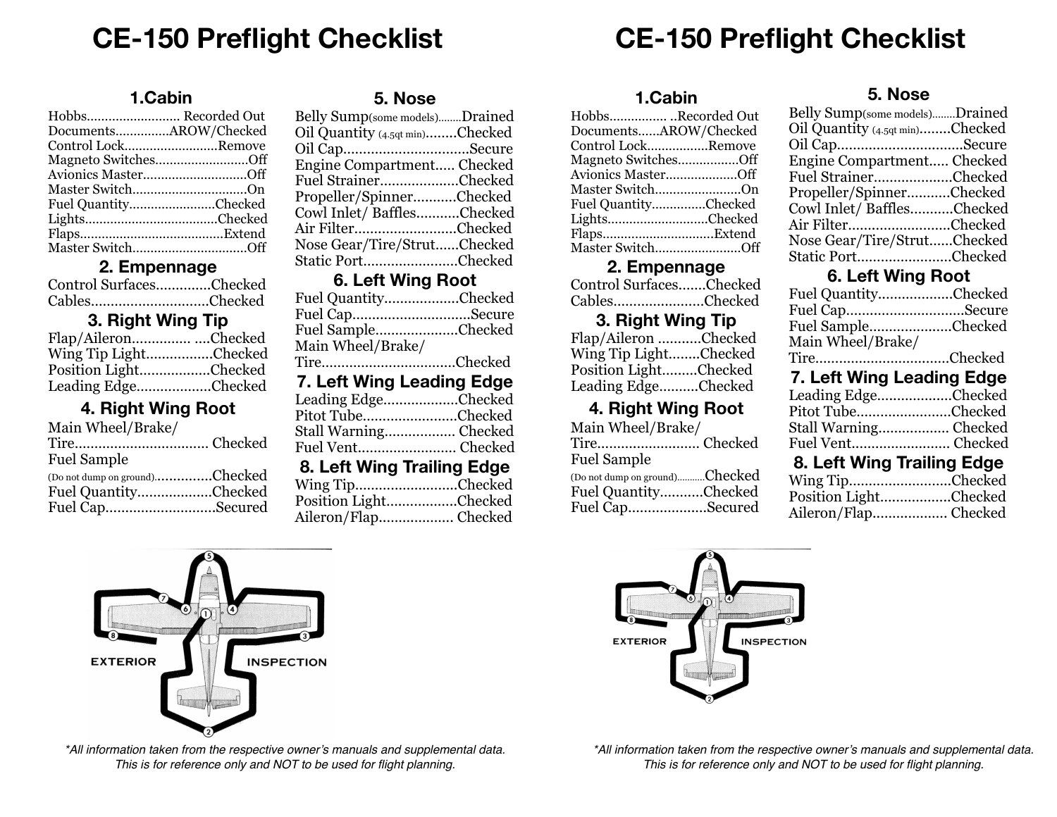# CE-150 Preflight Checklist

### 1.Cabin

- Hobbs.......................... Recorded Out
- Documents..............AROW/Checked
- Control Lock..........................Remove
- Magneto Switches..........................Off
- Avionics Master............................Off
- Master Switch................................On
- Fuel Quantity........................Checked
- Lights.....................................Checked
- Flaps........................................Extend
- Master Switch................................Off

### 2. Empennage

- Control Surfaces..............Checked
- Cables..............................Checked

### 3. Right Wing Tip

- Flap/Aileron............... ....Checked
- Wing Tip Light.................Checked
- Position Light..................Checked
- Leading Edge...................Checked

### 4. Right Wing Root

- Main Wheel/Brake/ Tire.................................. Checked
- Fuel Sample (Do not dump on ground)..............Checked
- Fuel Quantity...................Checked
- Fuel Cap............................Secured

### 5. Nose

- Belly Sump(some models)........Drained
- Oil Quantity (4.5qt min)........Checked
- Oil Cap................................Secure
- Engine Compartment..... Checked
- Fuel Strainer....................Checked
- Propeller/Spinner...........Checked
- Cowl Inlet/ Baffles...........Checked
- Air Filter..........................Checked
- Nose Gear/Tire/Strut......Checked
- Static Port........................Checked

### 6. Left Wing Root

- Fuel Quantity...................Checked
- Fuel Cap..............................Secure
- Fuel Sample.....................Checked
- Main Wheel/Brake/ Tire..................................Checked

### 7. Left Wing Leading Edge

- Leading Edge...................Checked
- Pitot Tube........................Checked
- Stall Warning.................. Checked
- Fuel Vent......................... Checked

### 8. Left Wing Trailing Edge

- Wing Tip..........................Checked
- Position Light..................Checked
- Aileron/Flap................... Checked

EXTERIOR INSPECTION

*All information taken from the respective owner's manuals and supplemental data. This is for reference only and NOT to be used for flight planning.

# CE-150 Preflight Checklist

### 1.Cabin

- Hobbs................ ..Recorded Out
- Documents......AROW/Checked
- Control Lock.................Remove
- Magneto Switches.................Off
- Avionics Master....................Off
- Master Switch........................On
- Fuel Quantity...............Checked
- Lights............................Checked
- Flaps...............................Extend
- Master Switch........................Off

### 2. Empennage

- Control Surfaces.......Checked
- Cables.......................Checked

### 3. Right Wing Tip

- Flap/Aileron ...........Checked
- Wing Tip Light........Checked
- Position Light.........Checked
- Leading Edge..........Checked

### 4. Right Wing Root

- Main Wheel/Brake/ Tire.......................... Checked
- Fuel Sample (Do not dump on ground)...........Checked
- Fuel Quantity...........Checked
- Fuel Cap....................Secured

### 5. Nose

- Belly Sump(some models)........Drained
- Oil Quantity (4.5qt min)........Checked
- Oil Cap................................Secure
- Engine Compartment..... Checked
- Fuel Strainer....................Checked
- Propeller/Spinner...........Checked
- Cowl Inlet/ Baffles...........Checked
- Air Filter..........................Checked
- Nose Gear/Tire/Strut......Checked
- Static Port........................Checked

### 6. Left Wing Root

- Fuel Quantity...................Checked
- Fuel Cap..............................Secure
- Fuel Sample.....................Checked
- Main Wheel/Brake/ Tire..................................Checked

### 7. Left Wing Leading Edge

- Leading Edge...................Checked
- Pitot Tube........................Checked
- Stall Warning.................. Checked
- Fuel Vent......................... Checked

### 8. Left Wing Trailing Edge

- Wing Tip..........................Checked
- Position Light..................Checked
- Aileron/Flap................... Checked

EXTERIOR INSPECTION

*All information taken from the respective owner's manuals and supplemental data. This is for reference only and NOT to be used for flight planning.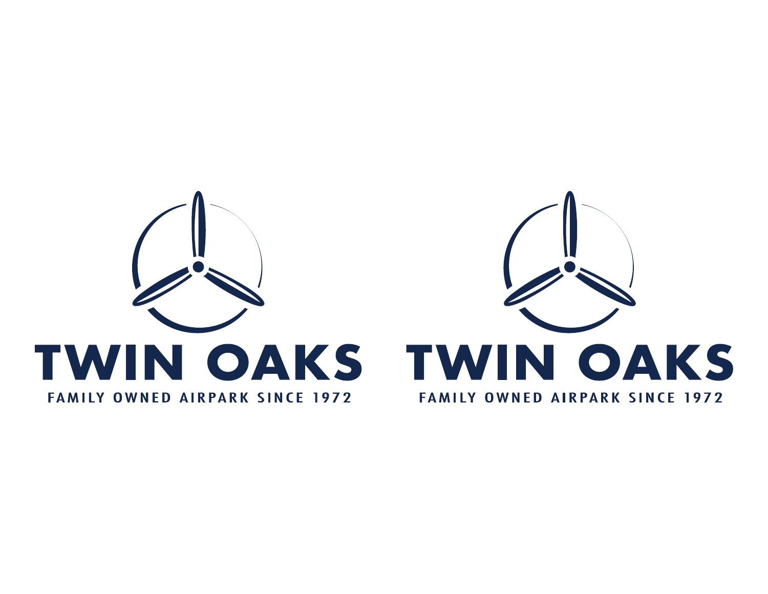TWIN OAKS

FAMILY OWNED AIRPARK SINCE 1972

TWIN OAKS

FAMILY OWNED AIRPARK SINCE 1972